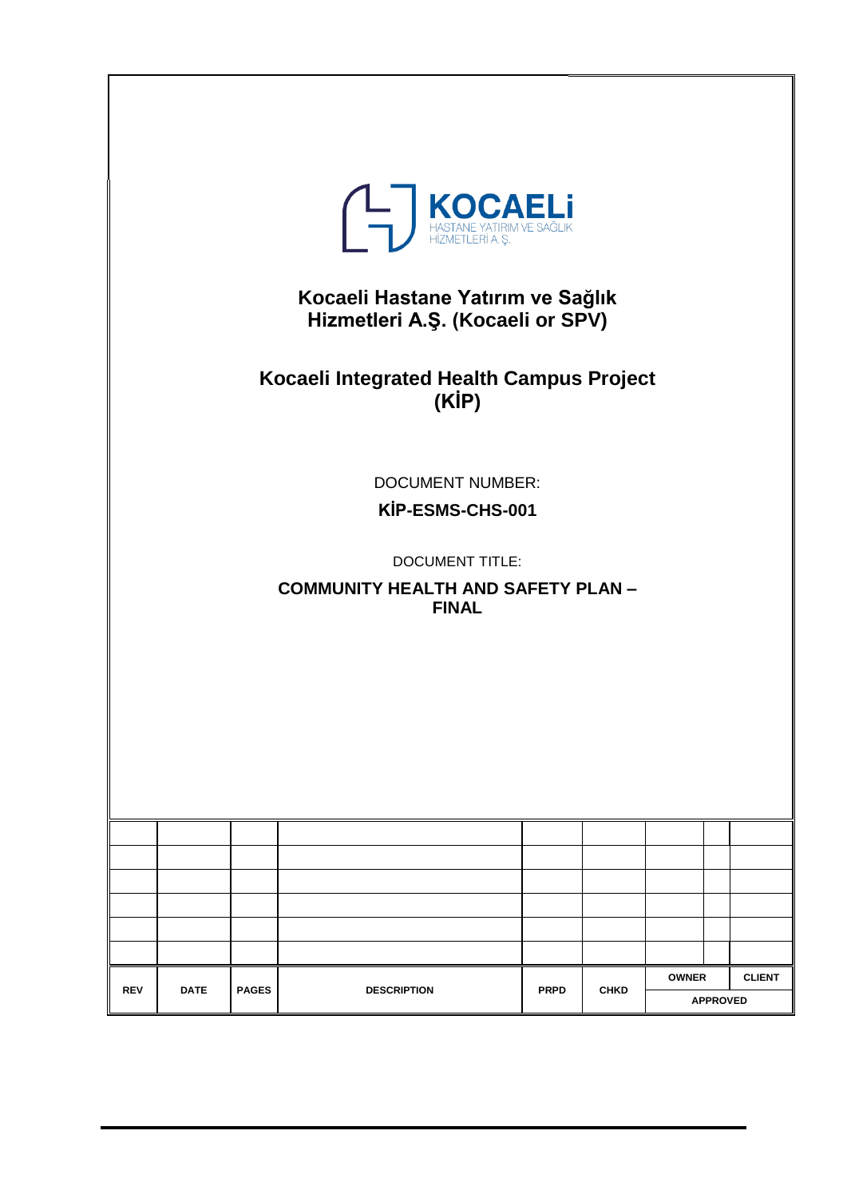KOCAELİ
HASTANE YATIRIM VE SAĞLIK
HİZMETLERİ A.Ş.

# Kocaeli Hastane Yatırım ve Sağlık Hizmetleri A.Ş. (Kocaeli or SPV)

# Kocaeli Integrated Health Campus Project (KİP)

DOCUMENT NUMBER:

**KİP-ESMS-CHS-001**

DOCUMENT TITLE:

**COMMUNITY HEALTH AND SAFETY PLAN – FINAL**

| | | | | | | | |
|---|---|---|---|---|---|---|---|
| | | | | | | | |
| | | | | | | | |
| | | | | | | | |
| | | | | | | | |
| | | | | | | | |
| | | | | | | | |
| **REV** | **DATE** | **PAGES** | **DESCRIPTION** | **PRPD** | **CHKD** | **OWNER** | **CLIENT** |
| | | | | | | **APPROVED** | |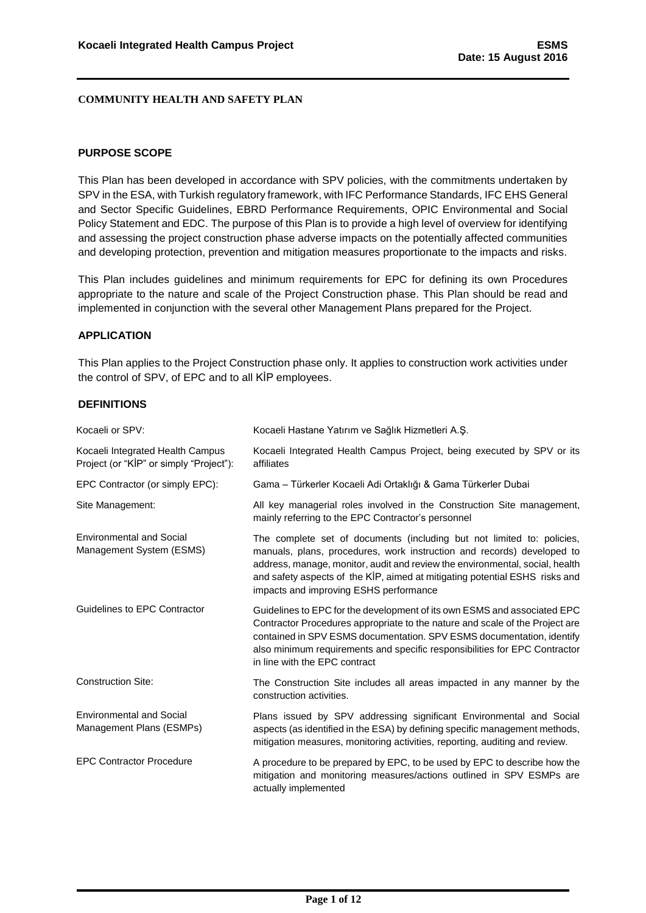## COMMUNITY HEALTH AND SAFETY PLAN

### PURPOSE SCOPE

This Plan has been developed in accordance with SPV policies, with the commitments undertaken by SPV in the ESA, with Turkish regulatory framework, with IFC Performance Standards, IFC EHS General and Sector Specific Guidelines, EBRD Performance Requirements, OPIC Environmental and Social Policy Statement and EDC. The purpose of this Plan is to provide a high level of overview for identifying and assessing the project construction phase adverse impacts on the potentially affected communities and developing protection, prevention and mitigation measures proportionate to the impacts and risks.

This Plan includes guidelines and minimum requirements for EPC for defining its own Procedures appropriate to the nature and scale of the Project Construction phase. This Plan should be read and implemented in conjunction with the several other Management Plans prepared for the Project.

### APPLICATION

This Plan applies to the Project Construction phase only. It applies to construction work activities under the control of SPV, of EPC and to all KİP employees.

### DEFINITIONS

| | |
|---|---|
| Kocaeli or SPV: | Kocaeli Hastane Yatırım ve Sağlık Hizmetleri A.Ş. |
| Kocaeli Integrated Health Campus Project (or "KİP" or simply "Project"): | Kocaeli Integrated Health Campus Project, being executed by SPV or its affiliates |
| EPC Contractor (or simply EPC): | Gama – Türkerler Kocaeli Adi Ortaklığı & Gama Türkerler Dubai |
| Site Management: | All key managerial roles involved in the Construction Site management, mainly referring to the EPC Contractor's personnel |
| Environmental and Social Management System (ESMS) | The complete set of documents (including but not limited to: policies, manuals, plans, procedures, work instruction and records) developed to address, manage, monitor, audit and review the environmental, social, health and safety aspects of the KİP, aimed at mitigating potential ESHS risks and impacts and improving ESHS performance |
| Guidelines to EPC Contractor | Guidelines to EPC for the development of its own ESMS and associated EPC Contractor Procedures appropriate to the nature and scale of the Project are contained in SPV ESMS documentation. SPV ESMS documentation, identify also minimum requirements and specific responsibilities for EPC Contractor in line with the EPC contract |
| Construction Site: | The Construction Site includes all areas impacted in any manner by the construction activities. |
| Environmental and Social Management Plans (ESMPs) | Plans issued by SPV addressing significant Environmental and Social aspects (as identified in the ESA) by defining specific management methods, mitigation measures, monitoring activities, reporting, auditing and review. |
| EPC Contractor Procedure | A procedure to be prepared by EPC, to be used by EPC to describe how the mitigation and monitoring measures/actions outlined in SPV ESMPs are actually implemented |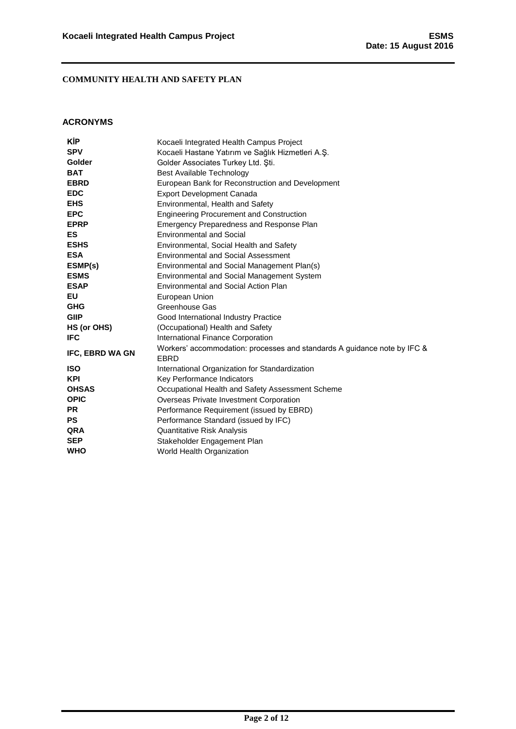**COMMUNITY HEALTH AND SAFETY PLAN**

## ACRONYMS

| | |
|---|---|
| **KİP** | Kocaeli Integrated Health Campus Project |
| **SPV** | Kocaeli Hastane Yatırım ve Sağlık Hizmetleri A.Ş. |
| **Golder** | Golder Associates Turkey Ltd. Şti. |
| **BAT** | Best Available Technology |
| **EBRD** | European Bank for Reconstruction and Development |
| **EDC** | Export Development Canada |
| **EHS** | Environmental, Health and Safety |
| **EPC** | Engineering Procurement and Construction |
| **EPRP** | Emergency Preparedness and Response Plan |
| **ES** | Environmental and Social |
| **ESHS** | Environmental, Social Health and Safety |
| **ESA** | Environmental and Social Assessment |
| **ESMP(s)** | Environmental and Social Management Plan(s) |
| **ESMS** | Environmental and Social Management System |
| **ESAP** | Environmental and Social Action Plan |
| **EU** | European Union |
| **GHG** | Greenhouse Gas |
| **GIIP** | Good International Industry Practice |
| **HS (or OHS)** | (Occupational) Health and Safety |
| **IFC** | International Finance Corporation |
| **IFC, EBRD WA GN** | Workers' accommodation: processes and standards A guidance note by IFC & EBRD |
| **ISO** | International Organization for Standardization |
| **KPI** | Key Performance Indicators |
| **OHSAS** | Occupational Health and Safety Assessment Scheme |
| **OPIC** | Overseas Private Investment Corporation |
| **PR** | Performance Requirement (issued by EBRD) |
| **PS** | Performance Standard (issued by IFC) |
| **QRA** | Quantitative Risk Analysis |
| **SEP** | Stakeholder Engagement Plan |
| **WHO** | World Health Organization |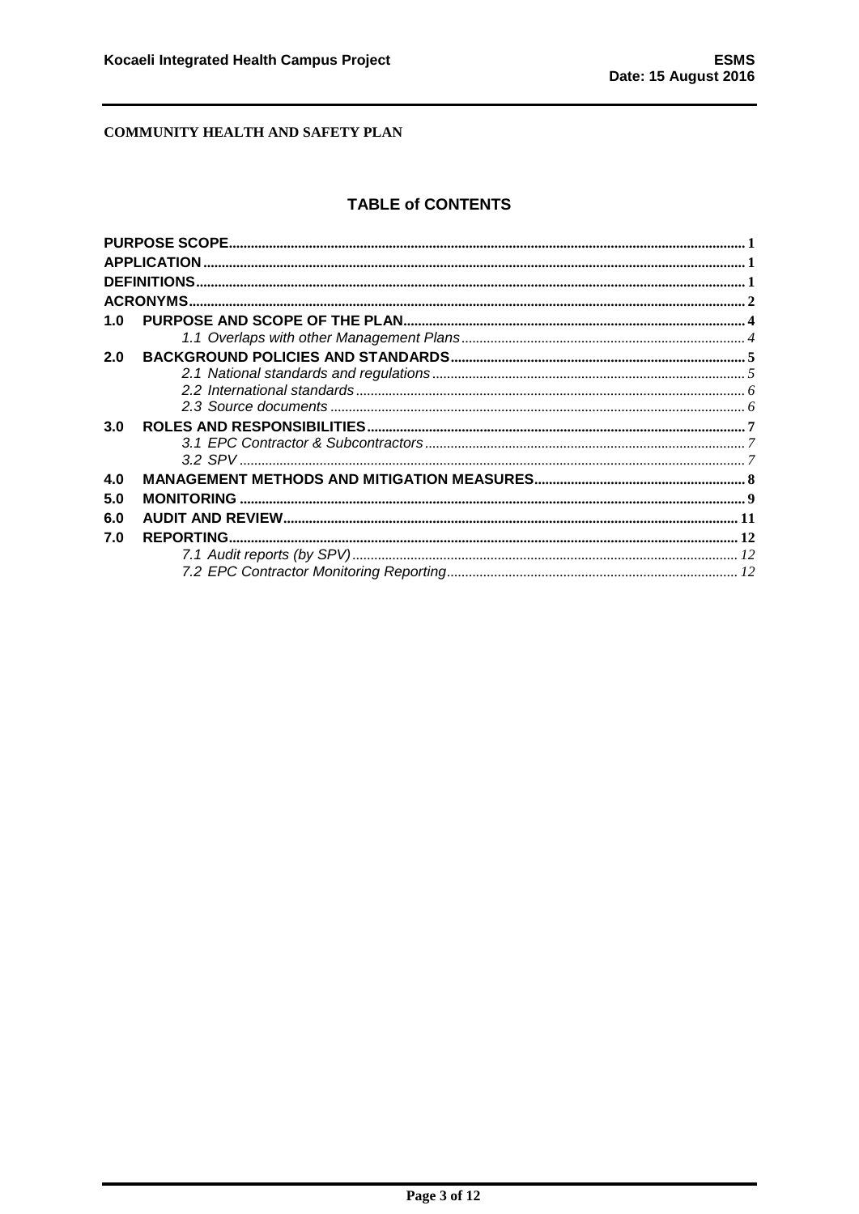**COMMUNITY HEALTH AND SAFETY PLAN**

## TABLE of CONTENTS

| | | |
|---|---|---|
| **PURPOSE SCOPE** | | **1** |
| **APPLICATION** | | **1** |
| **DEFINITIONS** | | **1** |
| **ACRONYMS** | | **2** |
| **1.0** | **PURPOSE AND SCOPE OF THE PLAN** | **4** |
| | *1.1 Overlaps with other Management Plans* | *4* |
| **2.0** | **BACKGROUND POLICIES AND STANDARDS** | **5** |
| | *2.1 National standards and regulations* | *5* |
| | *2.2 International standards* | *6* |
| | *2.3 Source documents* | *6* |
| **3.0** | **ROLES AND RESPONSIBILITIES** | **7** |
| | *3.1 EPC Contractor & Subcontractors* | *7* |
| | *3.2 SPV* | *7* |
| **4.0** | **MANAGEMENT METHODS AND MITIGATION MEASURES** | **8** |
| **5.0** | **MONITORING** | **9** |
| **6.0** | **AUDIT AND REVIEW** | **11** |
| **7.0** | **REPORTING** | **12** |
| | *7.1 Audit reports (by SPV)* | *12* |
| | *7.2 EPC Contractor Monitoring Reporting* | *12* |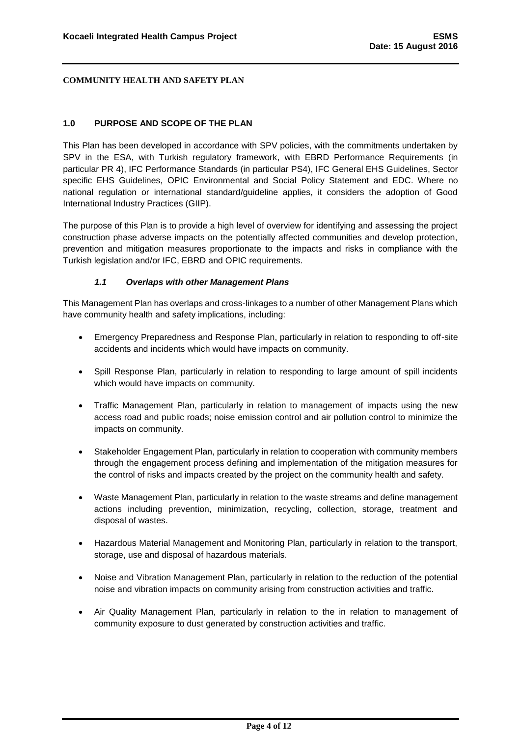**COMMUNITY HEALTH AND SAFETY PLAN**

## 1.0 PURPOSE AND SCOPE OF THE PLAN

This Plan has been developed in accordance with SPV policies, with the commitments undertaken by SPV in the ESA, with Turkish regulatory framework, with EBRD Performance Requirements (in particular PR 4), IFC Performance Standards (in particular PS4), IFC General EHS Guidelines, Sector specific EHS Guidelines, OPIC Environmental and Social Policy Statement and EDC. Where no national regulation or international standard/guideline applies, it considers the adoption of Good International Industry Practices (GIIP).

The purpose of this Plan is to provide a high level of overview for identifying and assessing the project construction phase adverse impacts on the potentially affected communities and develop protection, prevention and mitigation measures proportionate to the impacts and risks in compliance with the Turkish legislation and/or IFC, EBRD and OPIC requirements.

### *1.1 Overlaps with other Management Plans*

This Management Plan has overlaps and cross-linkages to a number of other Management Plans which have community health and safety implications, including:

- Emergency Preparedness and Response Plan, particularly in relation to responding to off-site accidents and incidents which would have impacts on community.
- Spill Response Plan, particularly in relation to responding to large amount of spill incidents which would have impacts on community.
- Traffic Management Plan, particularly in relation to management of impacts using the new access road and public roads; noise emission control and air pollution control to minimize the impacts on community.
- Stakeholder Engagement Plan, particularly in relation to cooperation with community members through the engagement process defining and implementation of the mitigation measures for the control of risks and impacts created by the project on the community health and safety.
- Waste Management Plan, particularly in relation to the waste streams and define management actions including prevention, minimization, recycling, collection, storage, treatment and disposal of wastes.
- Hazardous Material Management and Monitoring Plan, particularly in relation to the transport, storage, use and disposal of hazardous materials.
- Noise and Vibration Management Plan, particularly in relation to the reduction of the potential noise and vibration impacts on community arising from construction activities and traffic.
- Air Quality Management Plan, particularly in relation to the in relation to management of community exposure to dust generated by construction activities and traffic.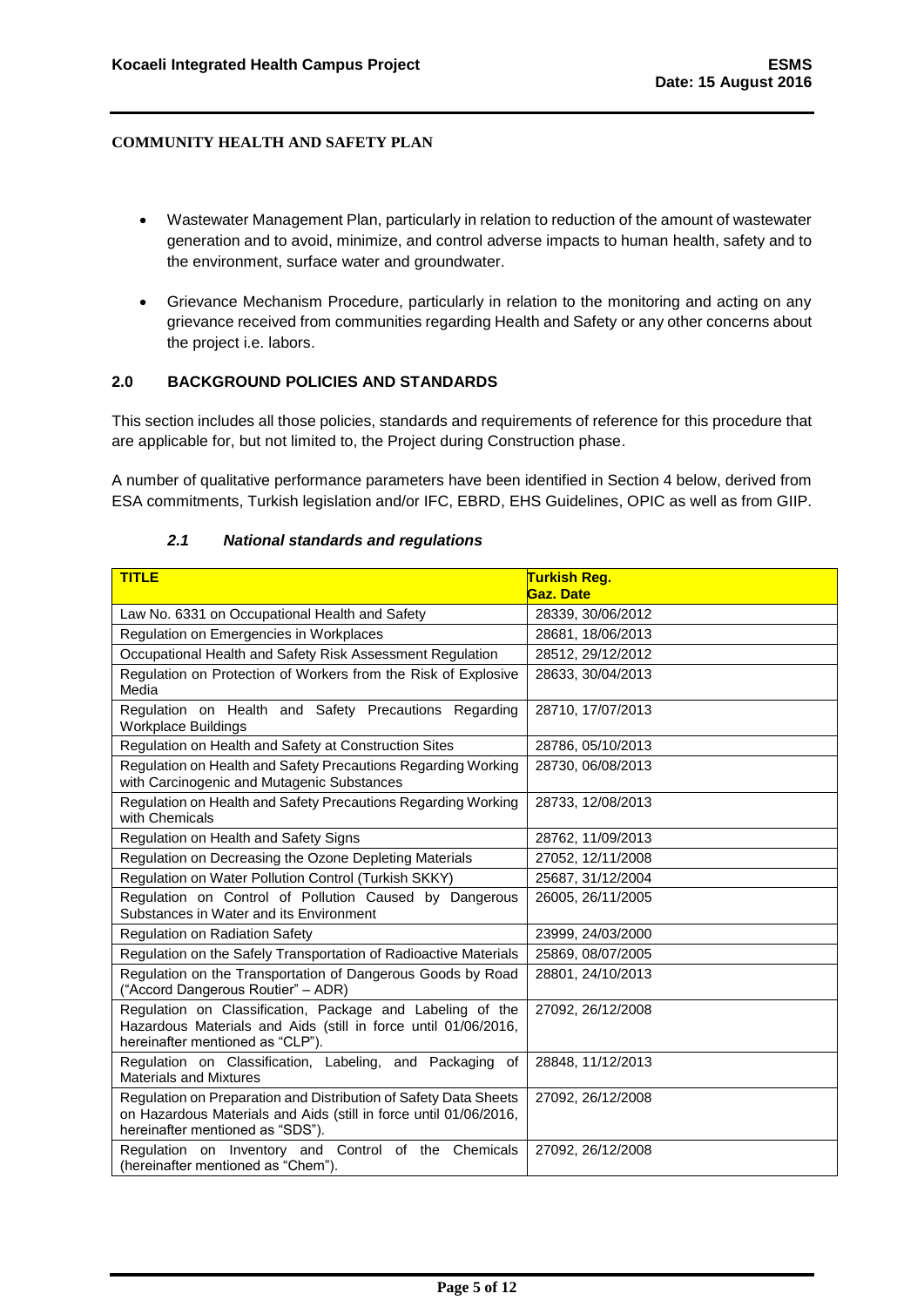**COMMUNITY HEALTH AND SAFETY PLAN**

- Wastewater Management Plan, particularly in relation to reduction of the amount of wastewater generation and to avoid, minimize, and control adverse impacts to human health, safety and to the environment, surface water and groundwater.
- Grievance Mechanism Procedure, particularly in relation to the monitoring and acting on any grievance received from communities regarding Health and Safety or any other concerns about the project i.e. labors.

## 2.0 BACKGROUND POLICIES AND STANDARDS

This section includes all those policies, standards and requirements of reference for this procedure that are applicable for, but not limited to, the Project during Construction phase.

A number of qualitative performance parameters have been identified in Section 4 below, derived from ESA commitments, Turkish legislation and/or IFC, EBRD, EHS Guidelines, OPIC as well as from GIIP.

### *2.1 National standards and regulations*

| TITLE | Turkish Reg. Gaz. Date |
|---|---|
| Law No. 6331 on Occupational Health and Safety | 28339, 30/06/2012 |
| Regulation on Emergencies in Workplaces | 28681, 18/06/2013 |
| Occupational Health and Safety Risk Assessment Regulation | 28512, 29/12/2012 |
| Regulation on Protection of Workers from the Risk of Explosive Media | 28633, 30/04/2013 |
| Regulation on Health and Safety Precautions Regarding Workplace Buildings | 28710, 17/07/2013 |
| Regulation on Health and Safety at Construction Sites | 28786, 05/10/2013 |
| Regulation on Health and Safety Precautions Regarding Working with Carcinogenic and Mutagenic Substances | 28730, 06/08/2013 |
| Regulation on Health and Safety Precautions Regarding Working with Chemicals | 28733, 12/08/2013 |
| Regulation on Health and Safety Signs | 28762, 11/09/2013 |
| Regulation on Decreasing the Ozone Depleting Materials | 27052, 12/11/2008 |
| Regulation on Water Pollution Control (Turkish SKKY) | 25687, 31/12/2004 |
| Regulation on Control of Pollution Caused by Dangerous Substances in Water and its Environment | 26005, 26/11/2005 |
| Regulation on Radiation Safety | 23999, 24/03/2000 |
| Regulation on the Safely Transportation of Radioactive Materials | 25869, 08/07/2005 |
| Regulation on the Transportation of Dangerous Goods by Road ("Accord Dangerous Routier" – ADR) | 28801, 24/10/2013 |
| Regulation on Classification, Package and Labeling of the Hazardous Materials and Aids (still in force until 01/06/2016, hereinafter mentioned as "CLP"). | 27092, 26/12/2008 |
| Regulation on Classification, Labeling, and Packaging of Materials and Mixtures | 28848, 11/12/2013 |
| Regulation on Preparation and Distribution of Safety Data Sheets on Hazardous Materials and Aids (still in force until 01/06/2016, hereinafter mentioned as "SDS"). | 27092, 26/12/2008 |
| Regulation on Inventory and Control of the Chemicals (hereinafter mentioned as "Chem"). | 27092, 26/12/2008 |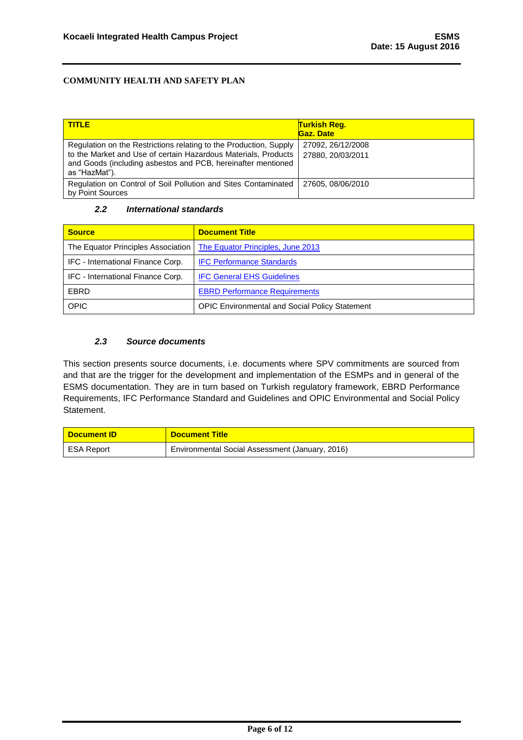| TITLE | Turkish Reg. Gaz. Date |
|---|---|
| Regulation on the Restrictions relating to the Production, Supply to the Market and Use of certain Hazardous Materials, Products and Goods (including asbestos and PCB, hereinafter mentioned as "HazMat"). | 27092, 26/12/2008<br>27880, 20/03/2011 |
| Regulation on Control of Soil Pollution and Sites Contaminated by Point Sources | 27605, 08/06/2010 |

### *2.2 International standards*

| Source | Document Title |
|---|---|
| The Equator Principles Association | The Equator Principles, June 2013 |
| IFC - International Finance Corp. | IFC Performance Standards |
| IFC - International Finance Corp. | IFC General EHS Guidelines |
| EBRD | EBRD Performance Requirements |
| OPIC | OPIC Environmental and Social Policy Statement |

### *2.3 Source documents*

This section presents source documents, i.e. documents where SPV commitments are sourced from and that are the trigger for the development and implementation of the ESMPs and in general of the ESMS documentation. They are in turn based on Turkish regulatory framework, EBRD Performance Requirements, IFC Performance Standard and Guidelines and OPIC Environmental and Social Policy Statement.

| Document ID | Document Title |
|---|---|
| ESA Report | Environmental Social Assessment (January, 2016) |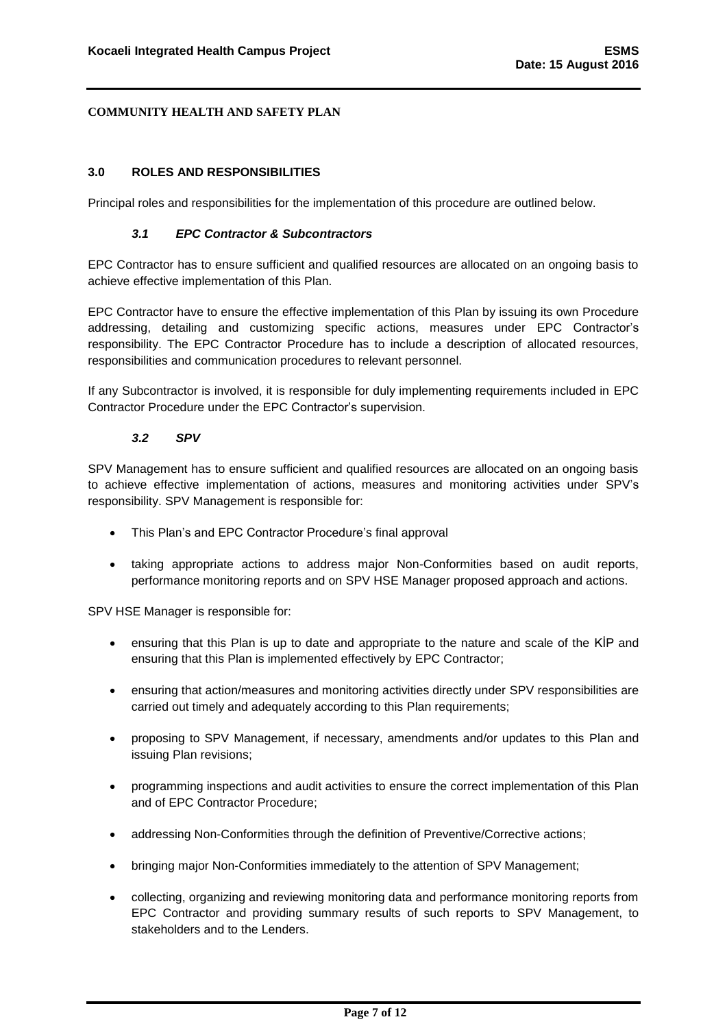## 3.0 ROLES AND RESPONSIBILITIES

Principal roles and responsibilities for the implementation of this procedure are outlined below.

### *3.1 EPC Contractor & Subcontractors*

EPC Contractor has to ensure sufficient and qualified resources are allocated on an ongoing basis to achieve effective implementation of this Plan.

EPC Contractor have to ensure the effective implementation of this Plan by issuing its own Procedure addressing, detailing and customizing specific actions, measures under EPC Contractor's responsibility. The EPC Contractor Procedure has to include a description of allocated resources, responsibilities and communication procedures to relevant personnel.

If any Subcontractor is involved, it is responsible for duly implementing requirements included in EPC Contractor Procedure under the EPC Contractor's supervision.

### *3.2 SPV*

SPV Management has to ensure sufficient and qualified resources are allocated on an ongoing basis to achieve effective implementation of actions, measures and monitoring activities under SPV's responsibility. SPV Management is responsible for:

- This Plan's and EPC Contractor Procedure's final approval
- taking appropriate actions to address major Non-Conformities based on audit reports, performance monitoring reports and on SPV HSE Manager proposed approach and actions.

SPV HSE Manager is responsible for:

- ensuring that this Plan is up to date and appropriate to the nature and scale of the KİP and ensuring that this Plan is implemented effectively by EPC Contractor;
- ensuring that action/measures and monitoring activities directly under SPV responsibilities are carried out timely and adequately according to this Plan requirements;
- proposing to SPV Management, if necessary, amendments and/or updates to this Plan and issuing Plan revisions;
- programming inspections and audit activities to ensure the correct implementation of this Plan and of EPC Contractor Procedure;
- addressing Non-Conformities through the definition of Preventive/Corrective actions;
- bringing major Non-Conformities immediately to the attention of SPV Management;
- collecting, organizing and reviewing monitoring data and performance monitoring reports from EPC Contractor and providing summary results of such reports to SPV Management, to stakeholders and to the Lenders.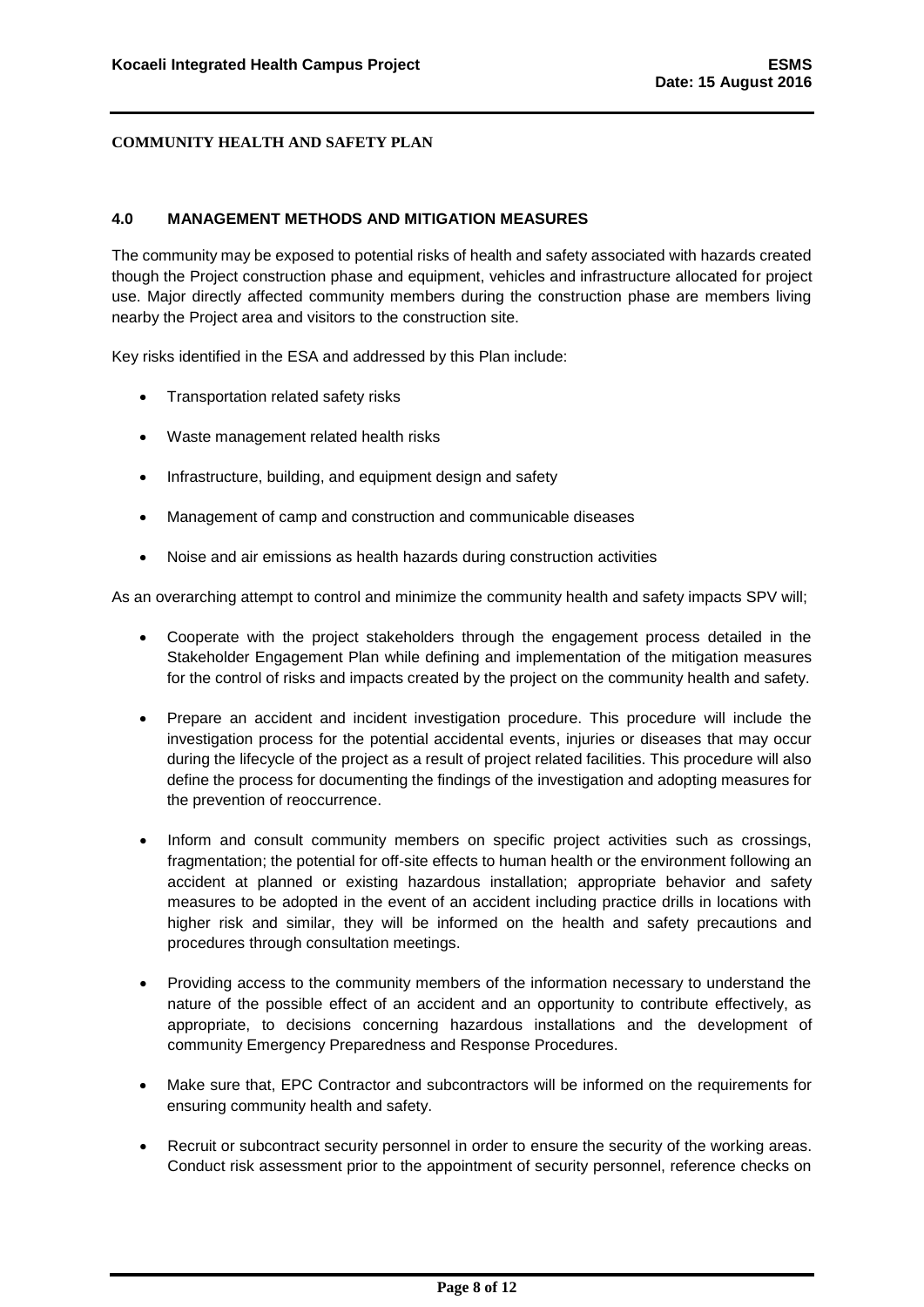**COMMUNITY HEALTH AND SAFETY PLAN**

## 4.0 MANAGEMENT METHODS AND MITIGATION MEASURES

The community may be exposed to potential risks of health and safety associated with hazards created though the Project construction phase and equipment, vehicles and infrastructure allocated for project use. Major directly affected community members during the construction phase are members living nearby the Project area and visitors to the construction site.

Key risks identified in the ESA and addressed by this Plan include:

- Transportation related safety risks
- Waste management related health risks
- Infrastructure, building, and equipment design and safety
- Management of camp and construction and communicable diseases
- Noise and air emissions as health hazards during construction activities

As an overarching attempt to control and minimize the community health and safety impacts SPV will;

- Cooperate with the project stakeholders through the engagement process detailed in the Stakeholder Engagement Plan while defining and implementation of the mitigation measures for the control of risks and impacts created by the project on the community health and safety.
- Prepare an accident and incident investigation procedure. This procedure will include the investigation process for the potential accidental events, injuries or diseases that may occur during the lifecycle of the project as a result of project related facilities. This procedure will also define the process for documenting the findings of the investigation and adopting measures for the prevention of reoccurrence.
- Inform and consult community members on specific project activities such as crossings, fragmentation; the potential for off-site effects to human health or the environment following an accident at planned or existing hazardous installation; appropriate behavior and safety measures to be adopted in the event of an accident including practice drills in locations with higher risk and similar, they will be informed on the health and safety precautions and procedures through consultation meetings.
- Providing access to the community members of the information necessary to understand the nature of the possible effect of an accident and an opportunity to contribute effectively, as appropriate, to decisions concerning hazardous installations and the development of community Emergency Preparedness and Response Procedures.
- Make sure that, EPC Contractor and subcontractors will be informed on the requirements for ensuring community health and safety.
- Recruit or subcontract security personnel in order to ensure the security of the working areas. Conduct risk assessment prior to the appointment of security personnel, reference checks on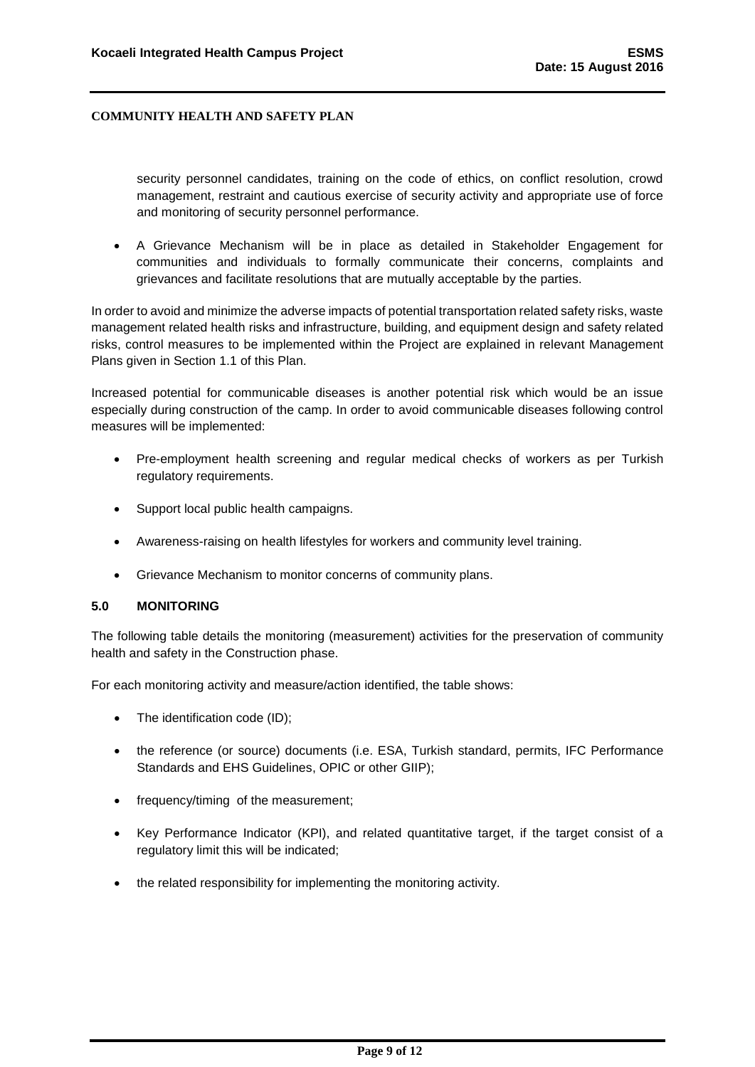security personnel candidates, training on the code of ethics, on conflict resolution, crowd management, restraint and cautious exercise of security activity and appropriate use of force and monitoring of security personnel performance.

- A Grievance Mechanism will be in place as detailed in Stakeholder Engagement for communities and individuals to formally communicate their concerns, complaints and grievances and facilitate resolutions that are mutually acceptable by the parties.

In order to avoid and minimize the adverse impacts of potential transportation related safety risks, waste management related health risks and infrastructure, building, and equipment design and safety related risks, control measures to be implemented within the Project are explained in relevant Management Plans given in Section 1.1 of this Plan.

Increased potential for communicable diseases is another potential risk which would be an issue especially during construction of the camp. In order to avoid communicable diseases following control measures will be implemented:

- Pre-employment health screening and regular medical checks of workers as per Turkish regulatory requirements.
- Support local public health campaigns.
- Awareness-raising on health lifestyles for workers and community level training.
- Grievance Mechanism to monitor concerns of community plans.

## 5.0 MONITORING

The following table details the monitoring (measurement) activities for the preservation of community health and safety in the Construction phase.

For each monitoring activity and measure/action identified, the table shows:

- The identification code (ID);
- the reference (or source) documents (i.e. ESA, Turkish standard, permits, IFC Performance Standards and EHS Guidelines, OPIC or other GIIP);
- frequency/timing of the measurement;
- Key Performance Indicator (KPI), and related quantitative target, if the target consist of a regulatory limit this will be indicated;
- the related responsibility for implementing the monitoring activity.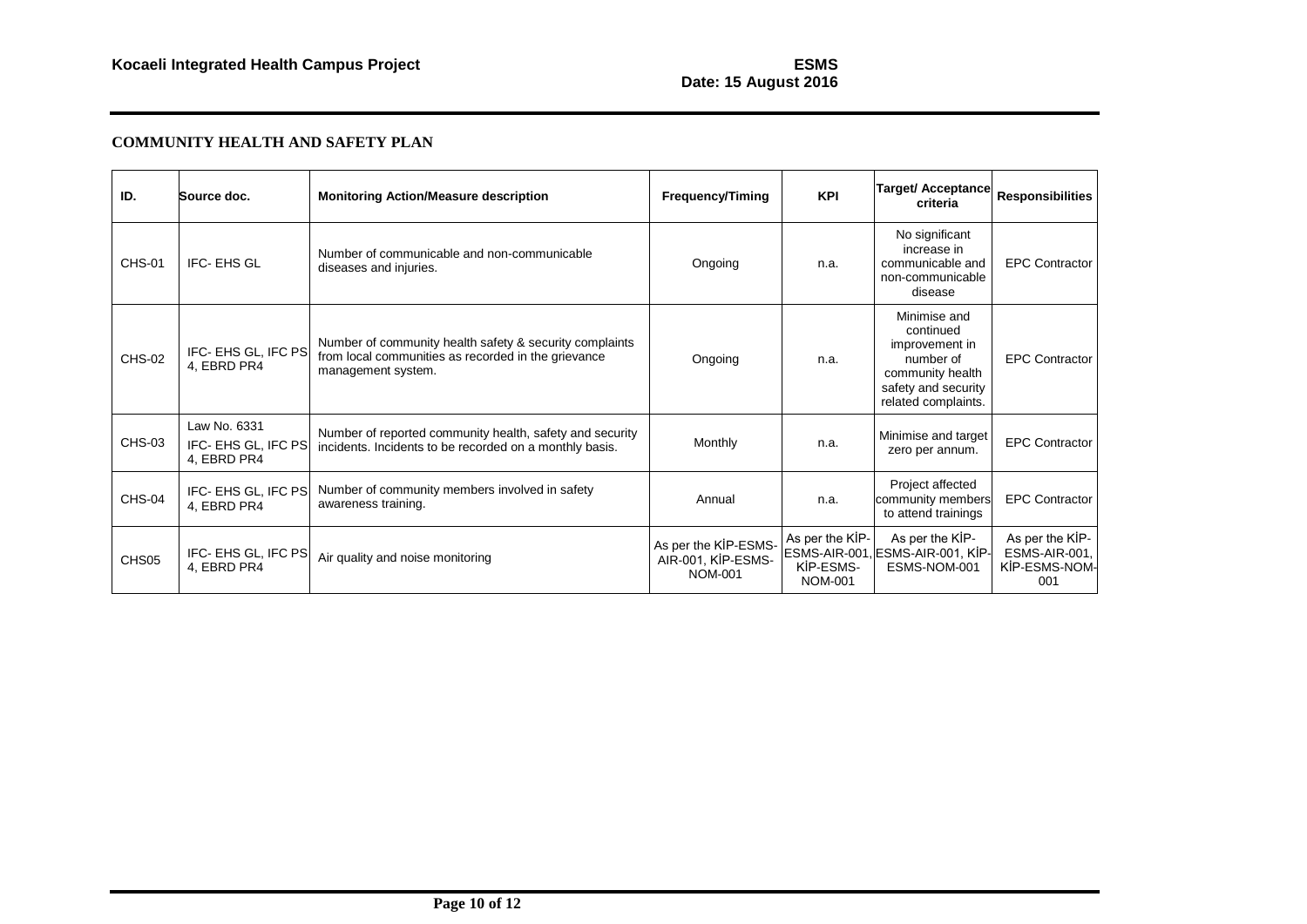**COMMUNITY HEALTH AND SAFETY PLAN**

| ID. | Source doc. | Monitoring Action/Measure description | Frequency/Timing | KPI | Target/ Acceptance criteria | Responsibilities |
|---|---|---|---|---|---|---|
| CHS-01 | IFC- EHS GL | Number of communicable and non-communicable diseases and injuries. | Ongoing | n.a. | No significant increase in communicable and non-communicable disease | EPC Contractor |
| CHS-02 | IFC- EHS GL, IFC PS 4, EBRD PR4 | Number of community health safety & security complaints from local communities as recorded in the grievance management system. | Ongoing | n.a. | Minimise and continued improvement in number of community health safety and security related complaints. | EPC Contractor |
| CHS-03 | Law No. 6331 IFC- EHS GL, IFC PS 4, EBRD PR4 | Number of reported community health, safety and security incidents. Incidents to be recorded on a monthly basis. | Monthly | n.a. | Minimise and target zero per annum. | EPC Contractor |
| CHS-04 | IFC- EHS GL, IFC PS 4, EBRD PR4 | Number of community members involved in safety awareness training. | Annual | n.a. | Project affected community members to attend trainings | EPC Contractor |
| CHS05 | IFC- EHS GL, IFC PS 4, EBRD PR4 | Air quality and noise monitoring | As per the KİP-ESMS-AIR-001, KİP-ESMS-NOM-001 | As per the KİP-ESMS-AIR-001, KİP-ESMS-NOM-001 | As per the KİP-ESMS-AIR-001, KİP-ESMS-NOM-001 | As per the KİP-ESMS-AIR-001, KİP-ESMS-NOM-001 |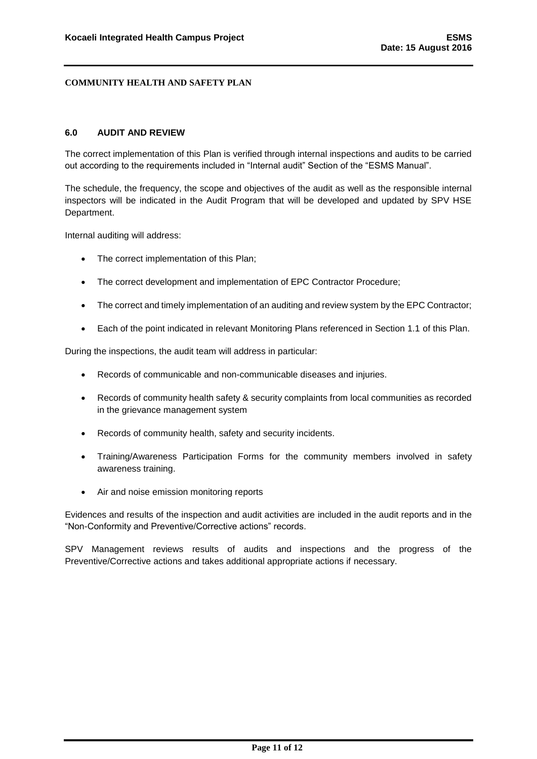## 6.0 AUDIT AND REVIEW

The correct implementation of this Plan is verified through internal inspections and audits to be carried out according to the requirements included in "Internal audit" Section of the "ESMS Manual".

The schedule, the frequency, the scope and objectives of the audit as well as the responsible internal inspectors will be indicated in the Audit Program that will be developed and updated by SPV HSE Department.

Internal auditing will address:

- The correct implementation of this Plan;
- The correct development and implementation of EPC Contractor Procedure;
- The correct and timely implementation of an auditing and review system by the EPC Contractor;
- Each of the point indicated in relevant Monitoring Plans referenced in Section 1.1 of this Plan.

During the inspections, the audit team will address in particular:

- Records of communicable and non-communicable diseases and injuries.
- Records of community health safety & security complaints from local communities as recorded in the grievance management system
- Records of community health, safety and security incidents.
- Training/Awareness Participation Forms for the community members involved in safety awareness training.
- Air and noise emission monitoring reports

Evidences and results of the inspection and audit activities are included in the audit reports and in the "Non-Conformity and Preventive/Corrective actions" records.

SPV Management reviews results of audits and inspections and the progress of the Preventive/Corrective actions and takes additional appropriate actions if necessary.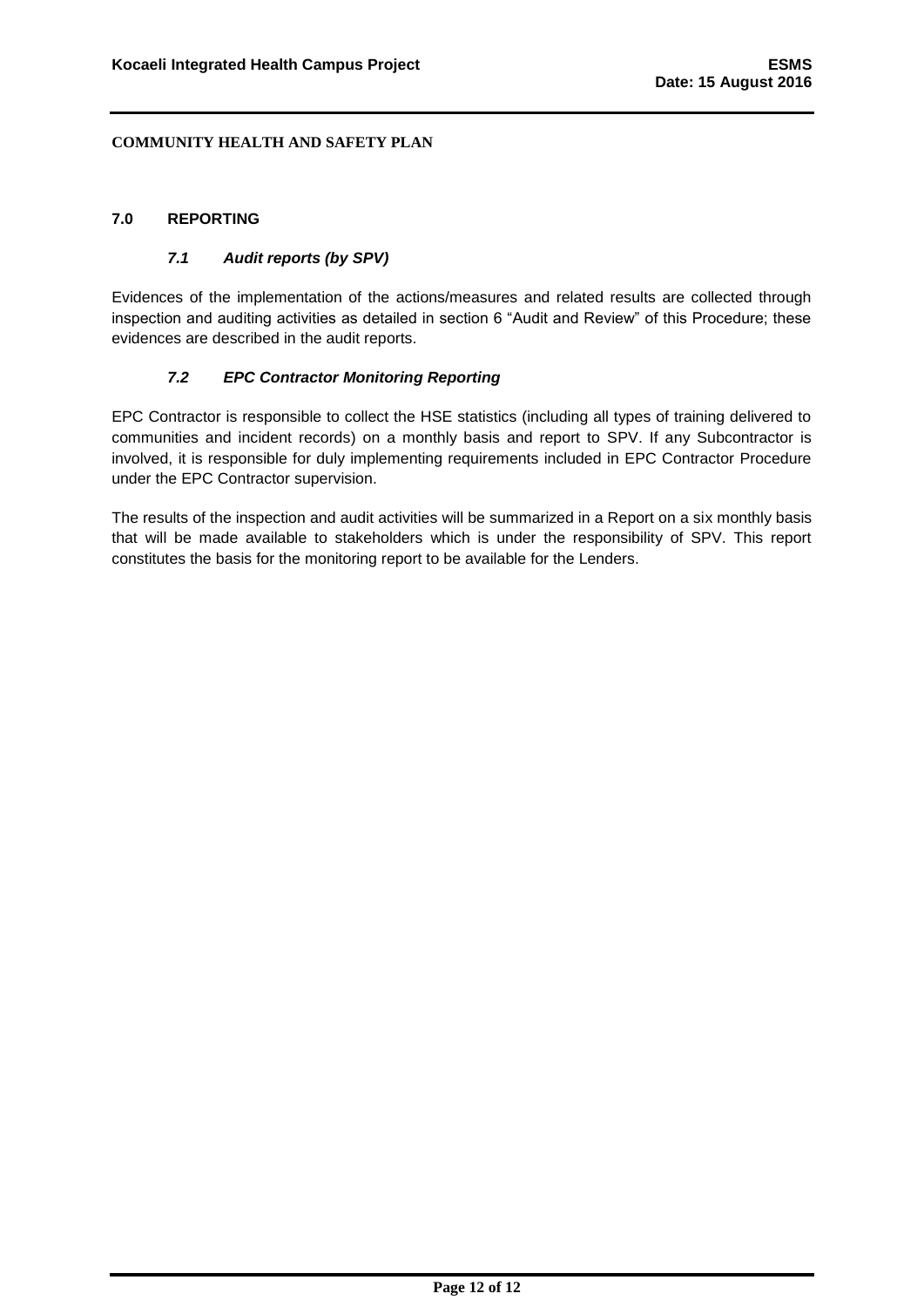## 7.0 REPORTING

### *7.1 Audit reports (by SPV)*

Evidences of the implementation of the actions/measures and related results are collected through inspection and auditing activities as detailed in section 6 "Audit and Review" of this Procedure; these evidences are described in the audit reports.

### *7.2 EPC Contractor Monitoring Reporting*

EPC Contractor is responsible to collect the HSE statistics (including all types of training delivered to communities and incident records) on a monthly basis and report to SPV. If any Subcontractor is involved, it is responsible for duly implementing requirements included in EPC Contractor Procedure under the EPC Contractor supervision.

The results of the inspection and audit activities will be summarized in a Report on a six monthly basis that will be made available to stakeholders which is under the responsibility of SPV. This report constitutes the basis for the monitoring report to be available for the Lenders.